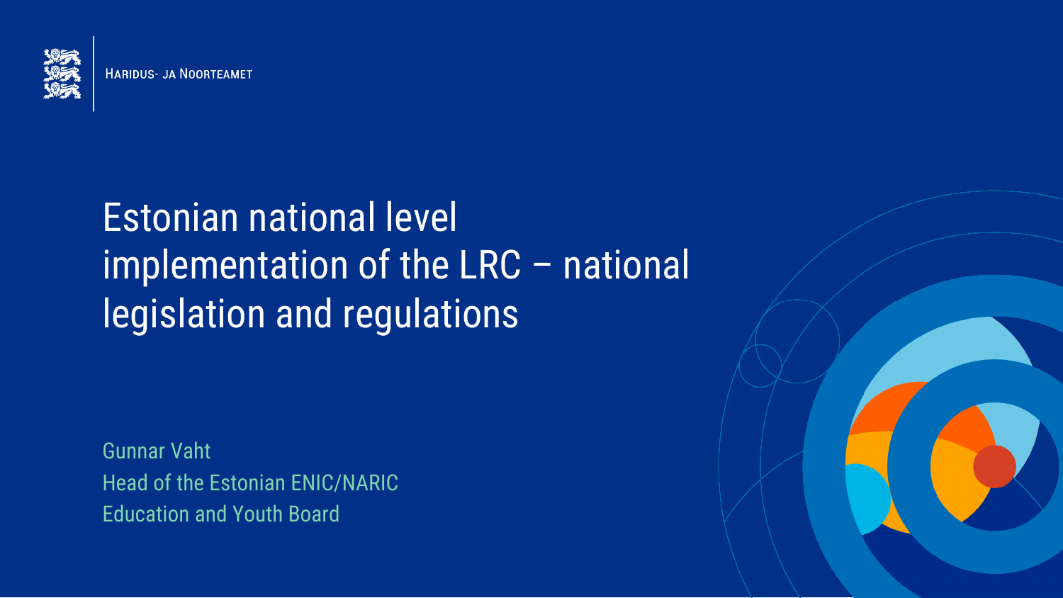Haridus- ja Noorteamet

# Estonian national level implementation of the LRC – national legislation and regulations

Gunnar Vaht
Head of the Estonian ENIC/NARIC
Education and Youth Board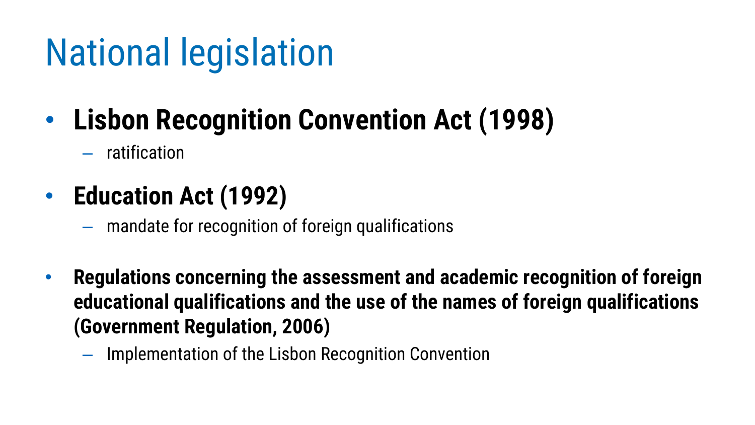# National legislation

- **Lisbon Recognition Convention Act (1998)**
  - ratification
- **Education Act (1992)**
  - mandate for recognition of foreign qualifications
- **Regulations concerning the assessment and academic recognition of foreign educational qualifications and the use of the names of foreign qualifications (Government Regulation, 2006)**
  - Implementation of the Lisbon Recognition Convention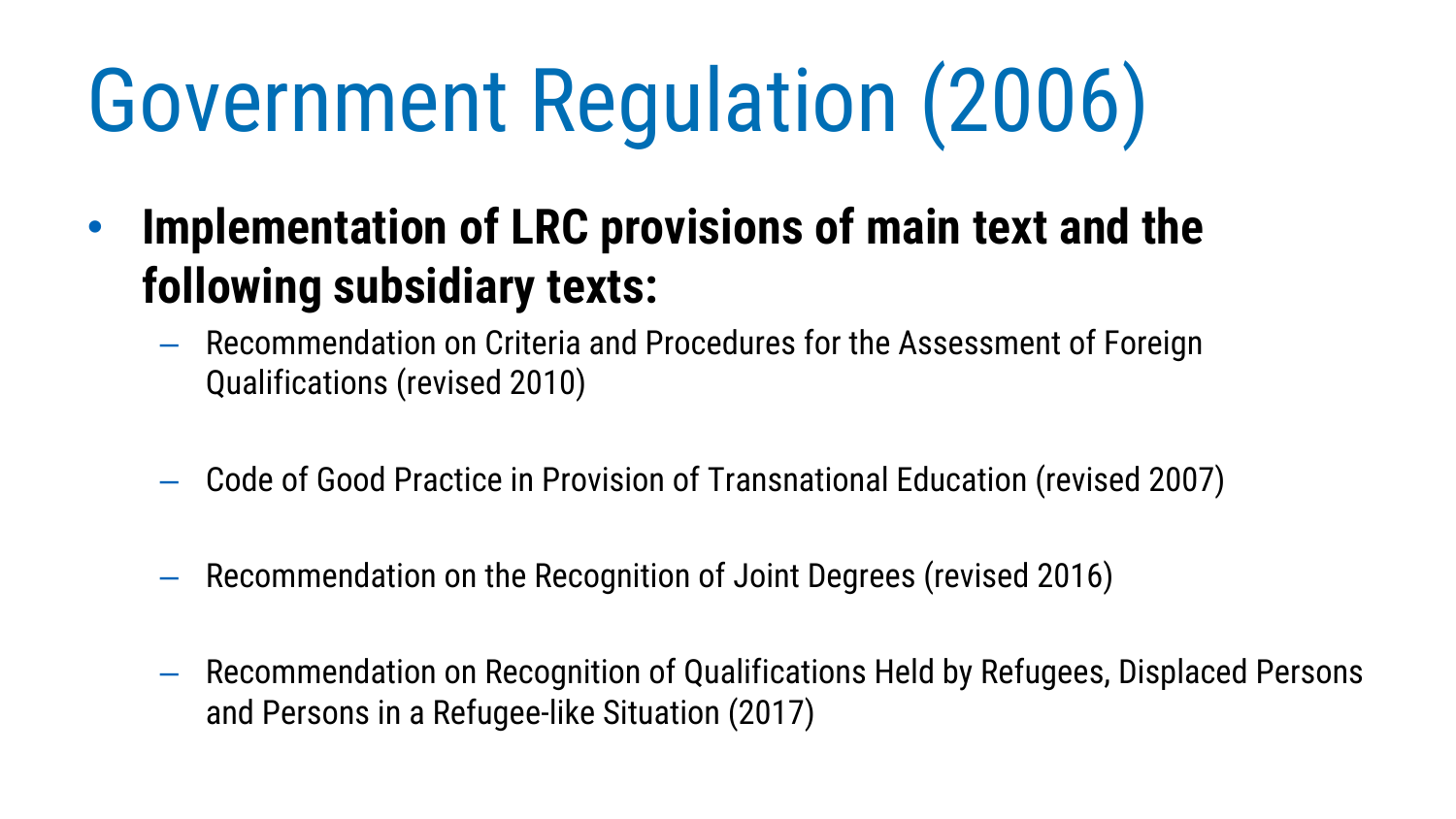# Government Regulation (2006)

- **Implementation of LRC provisions of main text and the following subsidiary texts:**
  - Recommendation on Criteria and Procedures for the Assessment of Foreign Qualifications (revised 2010)
  - Code of Good Practice in Provision of Transnational Education (revised 2007)
  - Recommendation on the Recognition of Joint Degrees (revised 2016)
  - Recommendation on Recognition of Qualifications Held by Refugees, Displaced Persons and Persons in a Refugee-like Situation (2017)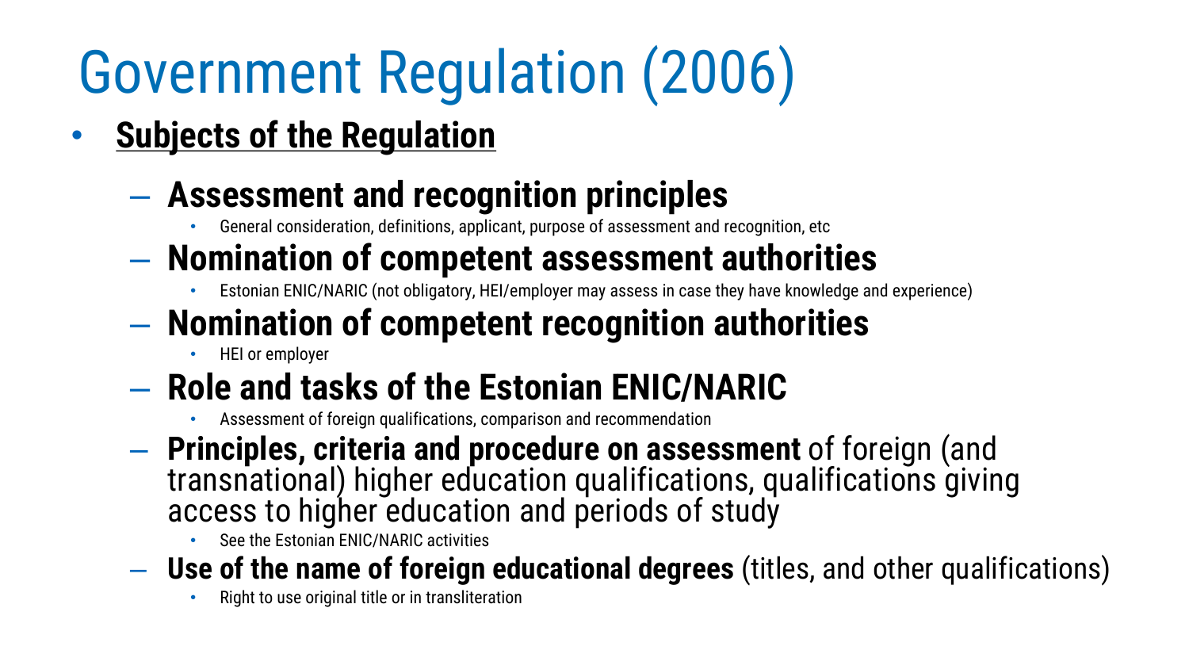# Government Regulation (2006)

- **Subjects of the Regulation**
  - **Assessment and recognition principles**
    - General consideration, definitions, applicant, purpose of assessment and recognition, etc
  - **Nomination of competent assessment authorities**
    - Estonian ENIC/NARIC (not obligatory, HEI/employer may assess in case they have knowledge and experience)
  - **Nomination of competent recognition authorities**
    - HEI or employer
  - **Role and tasks of the Estonian ENIC/NARIC**
    - Assessment of foreign qualifications, comparison and recommendation
  - **Principles, criteria and procedure on assessment** of foreign (and transnational) higher education qualifications, qualifications giving access to higher education and periods of study
    - See the Estonian ENIC/NARIC activities
  - **Use of the name of foreign educational degrees** (titles, and other qualifications)
    - Right to use original title or in transliteration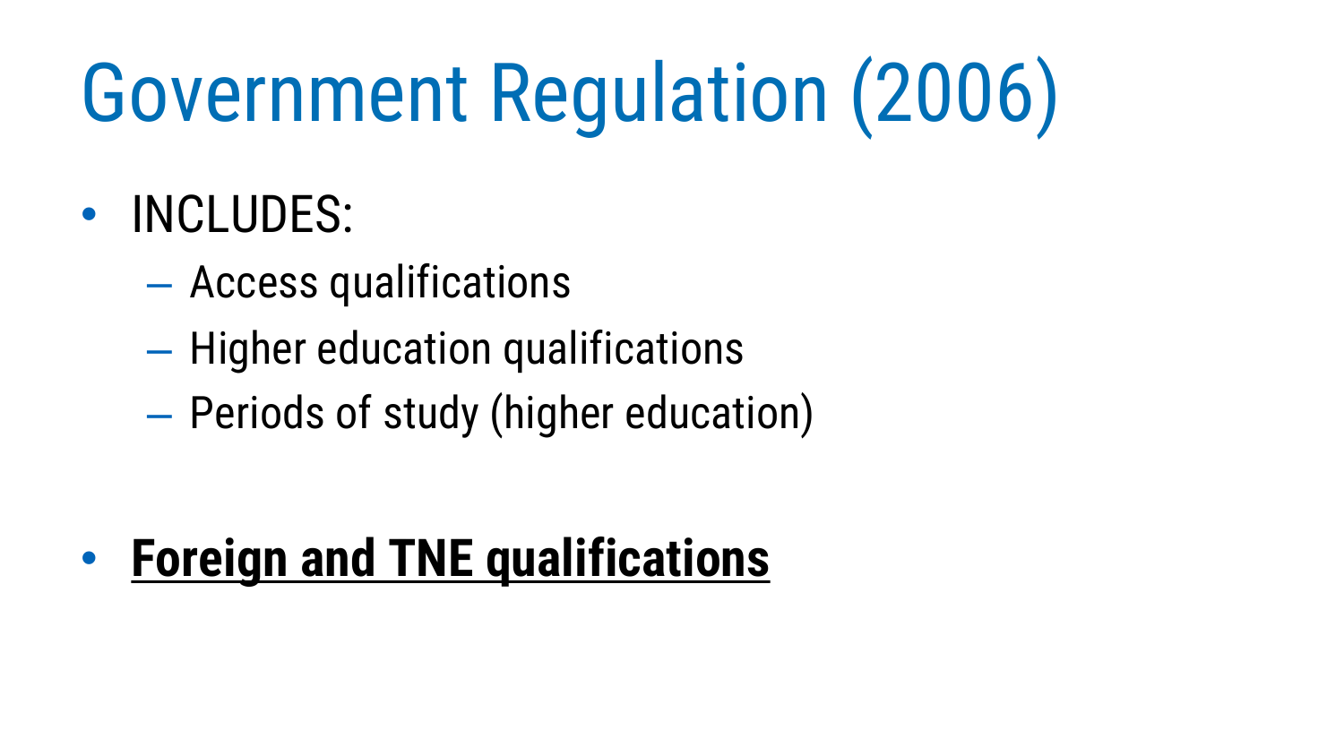# Government Regulation (2006)

- INCLUDES:
  - Access qualifications
  - Higher education qualifications
  - Periods of study (higher education)

- **<u>Foreign and TNE qualifications</u>**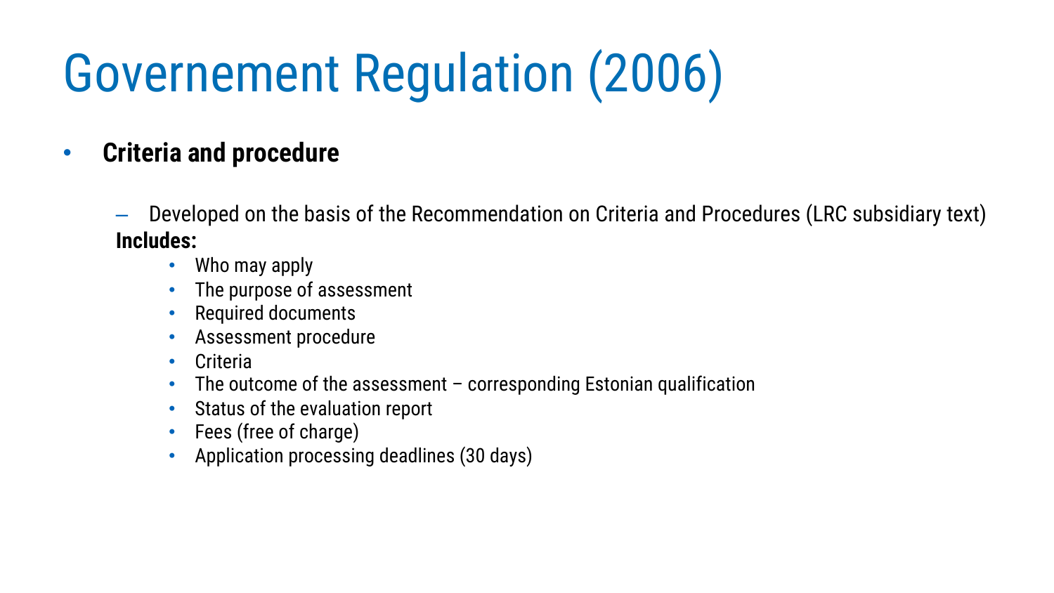# Governement Regulation (2006)

- **Criteria and procedure**
  - Developed on the basis of the Recommendation on Criteria and Procedures (LRC subsidiary text)

  **Includes:**
    - Who may apply
    - The purpose of assessment
    - Required documents
    - Assessment procedure
    - Criteria
    - The outcome of the assessment – corresponding Estonian qualification
    - Status of the evaluation report
    - Fees (free of charge)
    - Application processing deadlines (30 days)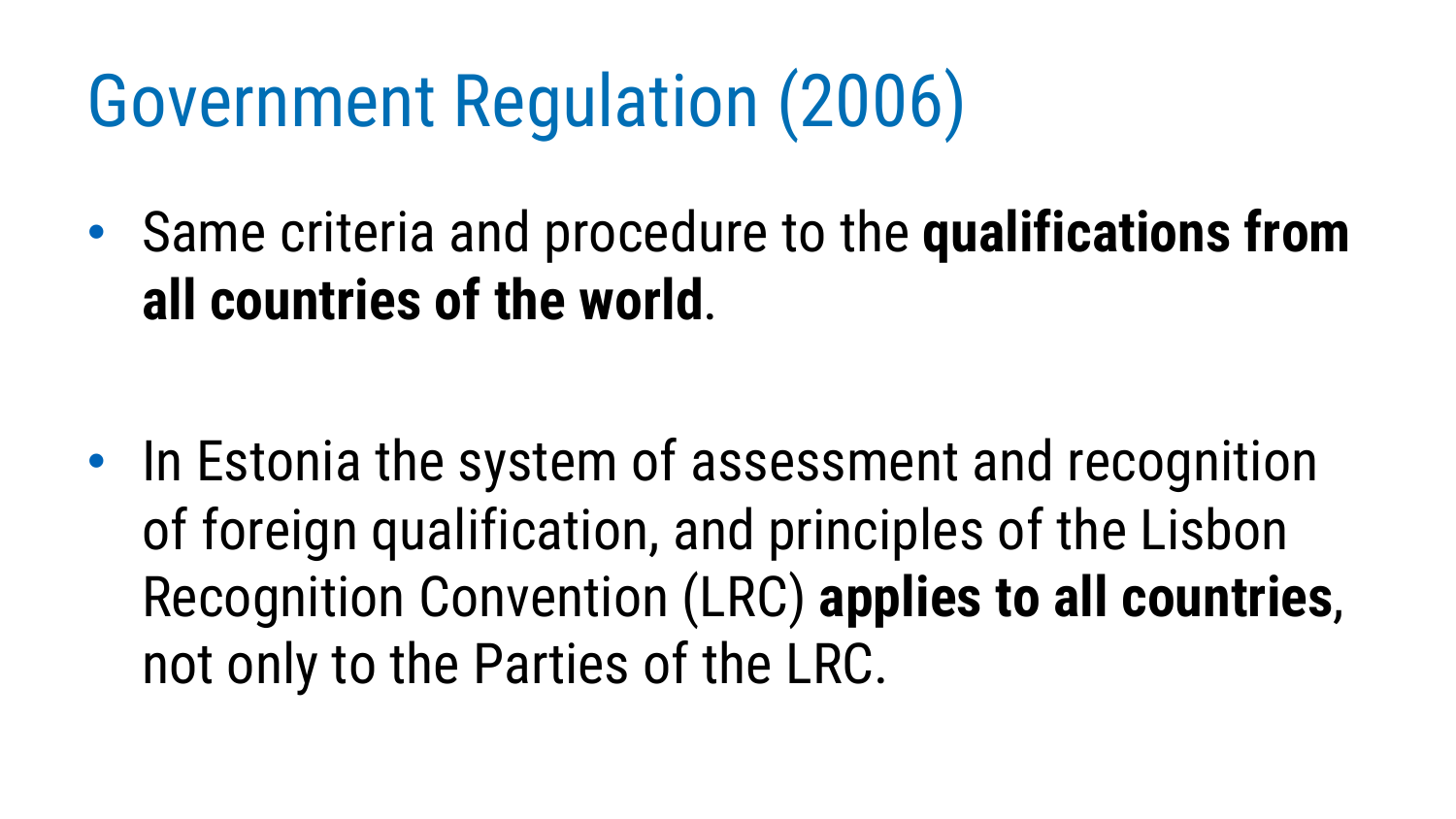# Government Regulation (2006)

- Same criteria and procedure to the **qualifications from all countries of the world**.

- In Estonia the system of assessment and recognition of foreign qualification, and principles of the Lisbon Recognition Convention (LRC) **applies to all countries**, not only to the Parties of the LRC.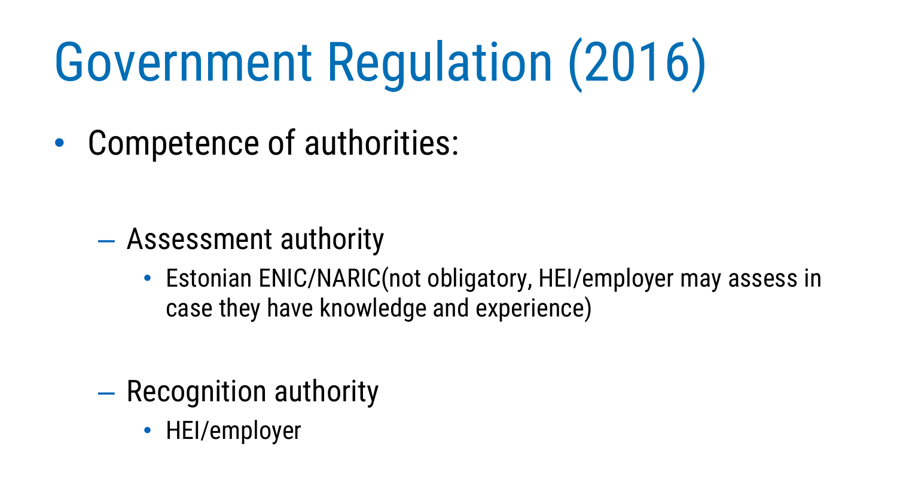# Government Regulation (2016)

- Competence of authorities:
  - Assessment authority
    - Estonian ENIC/NARIC(not obligatory, HEI/employer may assess in case they have knowledge and experience)
  - Recognition authority
    - HEI/employer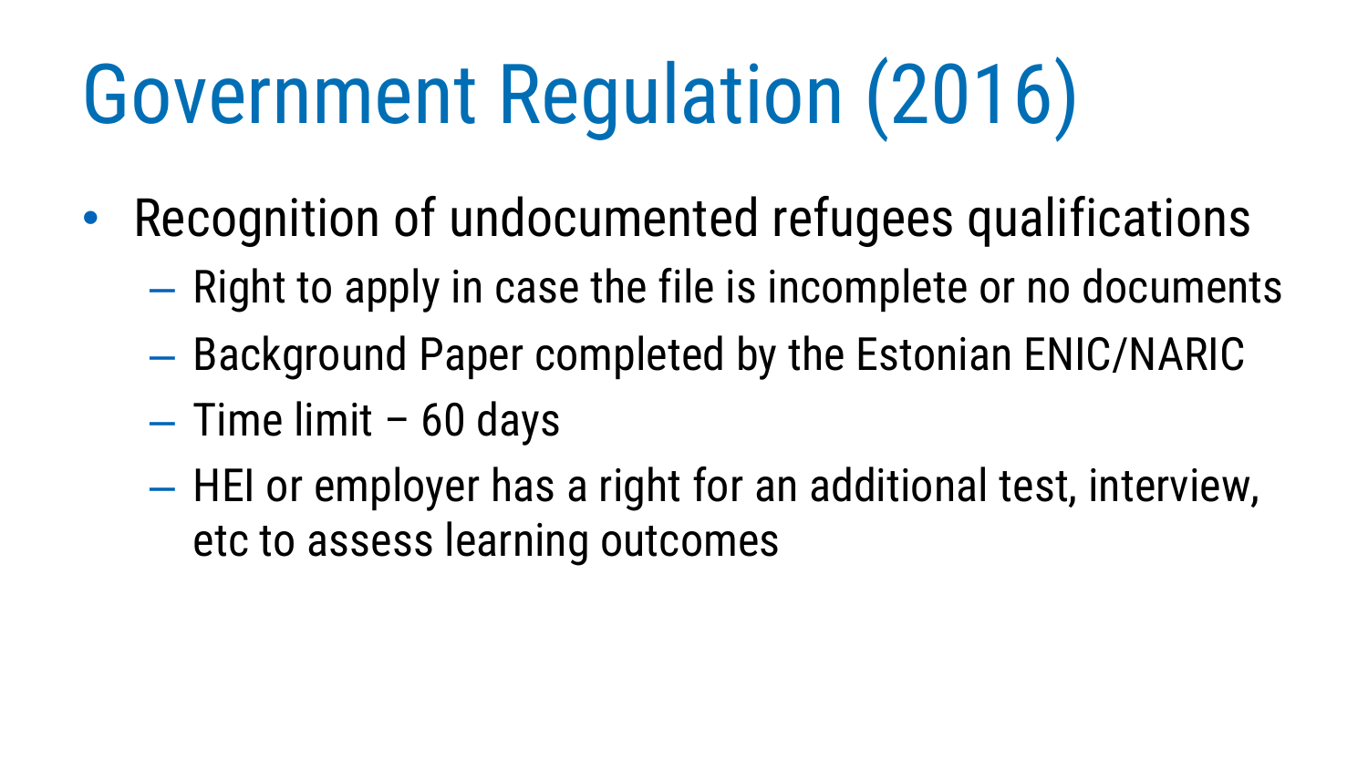# Government Regulation (2016)

- Recognition of undocumented refugees qualifications
  - Right to apply in case the file is incomplete or no documents
  - Background Paper completed by the Estonian ENIC/NARIC
  - Time limit – 60 days
  - HEI or employer has a right for an additional test, interview, etc to assess learning outcomes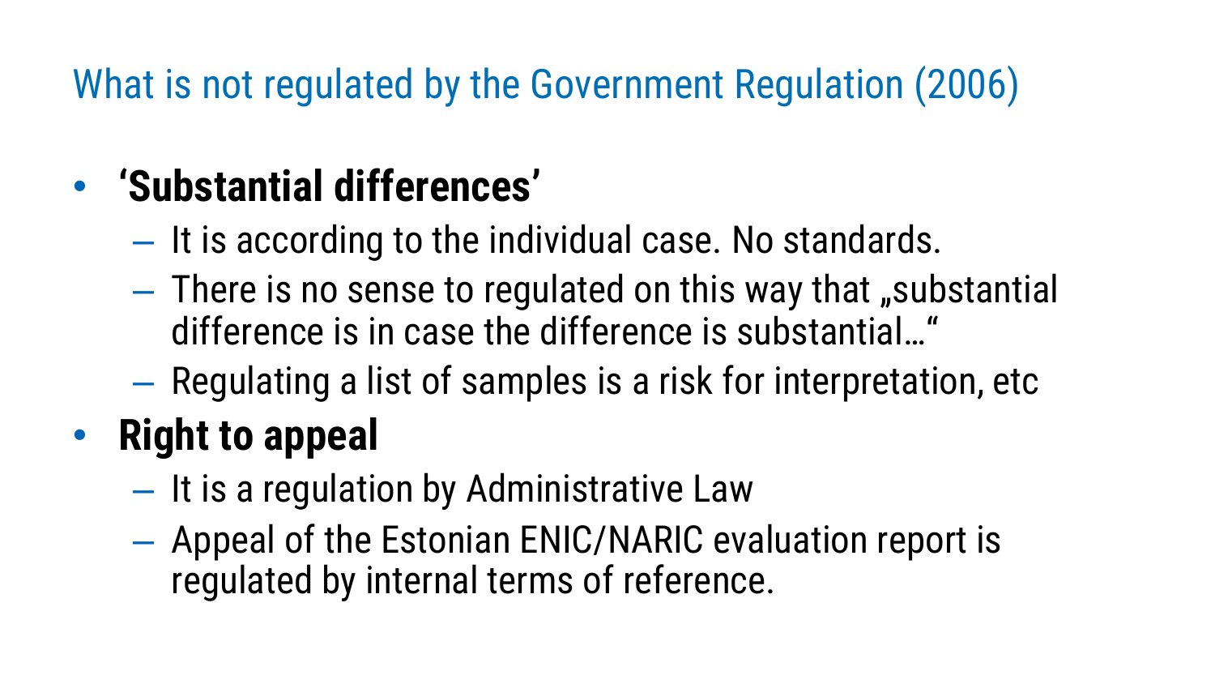## What is not regulated by the Government Regulation (2006)

- **'Substantial differences'**
  - It is according to the individual case. No standards.
  - There is no sense to regulated on this way that „substantial difference is in case the difference is substantial…"
  - Regulating a list of samples is a risk for interpretation, etc
- **Right to appeal**
  - It is a regulation by Administrative Law
  - Appeal of the Estonian ENIC/NARIC evaluation report is regulated by internal terms of reference.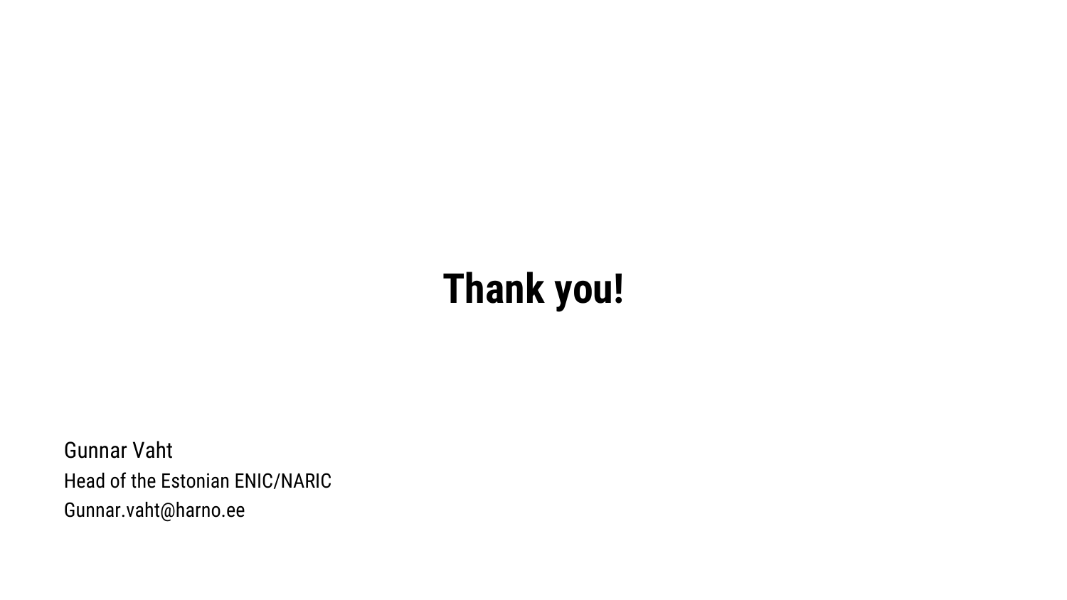# Thank you!

Gunnar Vaht

Head of the Estonian ENIC/NARIC

Gunnar.vaht@harno.ee